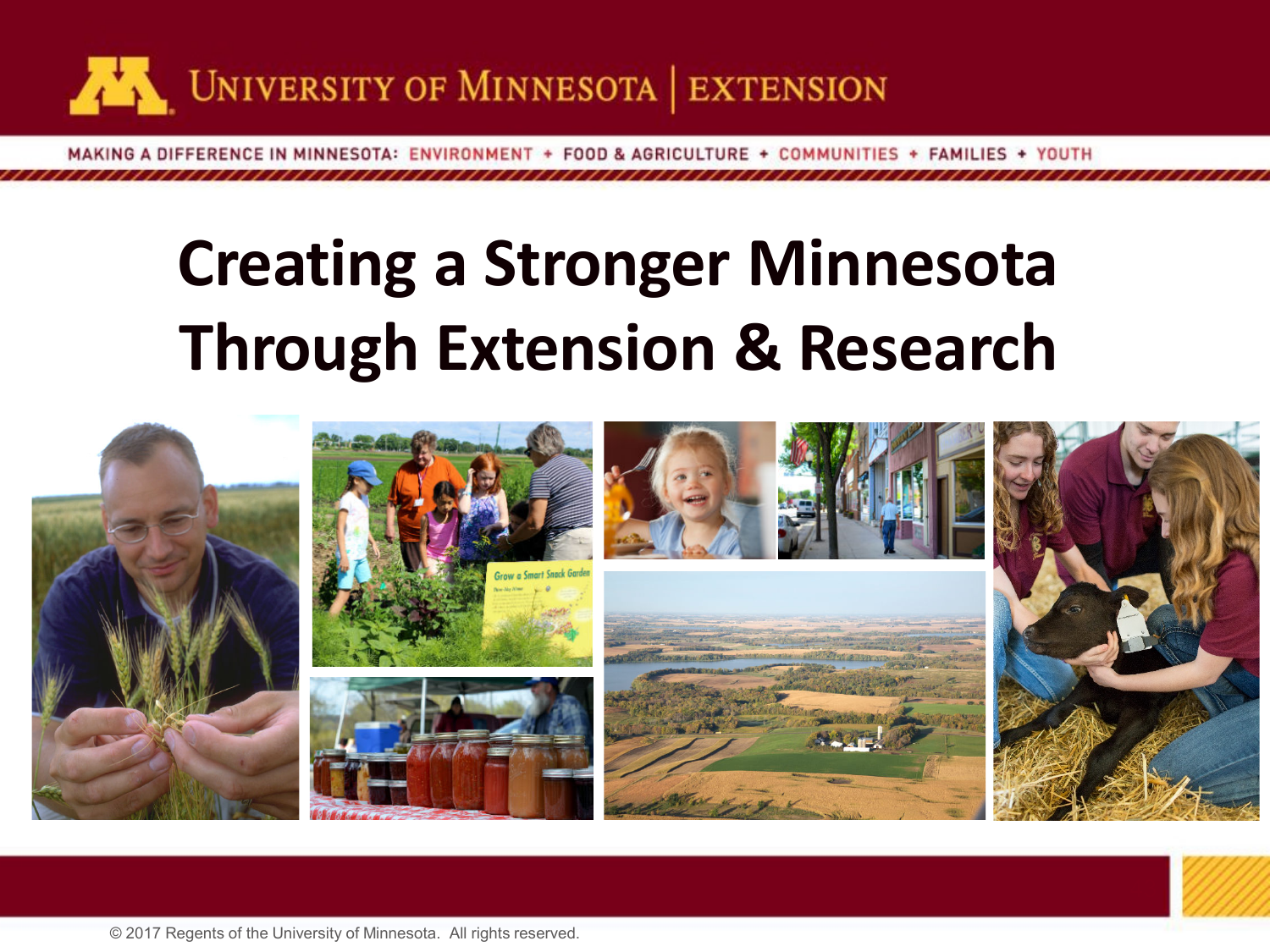UNIVERSITY OF MINNESOTA | EXTENSION

MAKING A DIFFERENCE IN MINNESOTA: ENVIRONMENT + FOOD & AGRICULTURE + COMMUNITIES + FAMILIES + YOUTH

# Creating a Stronger Minnesota Through Extension & Research

© 2017 Regents of the University of Minnesota. All rights reserved.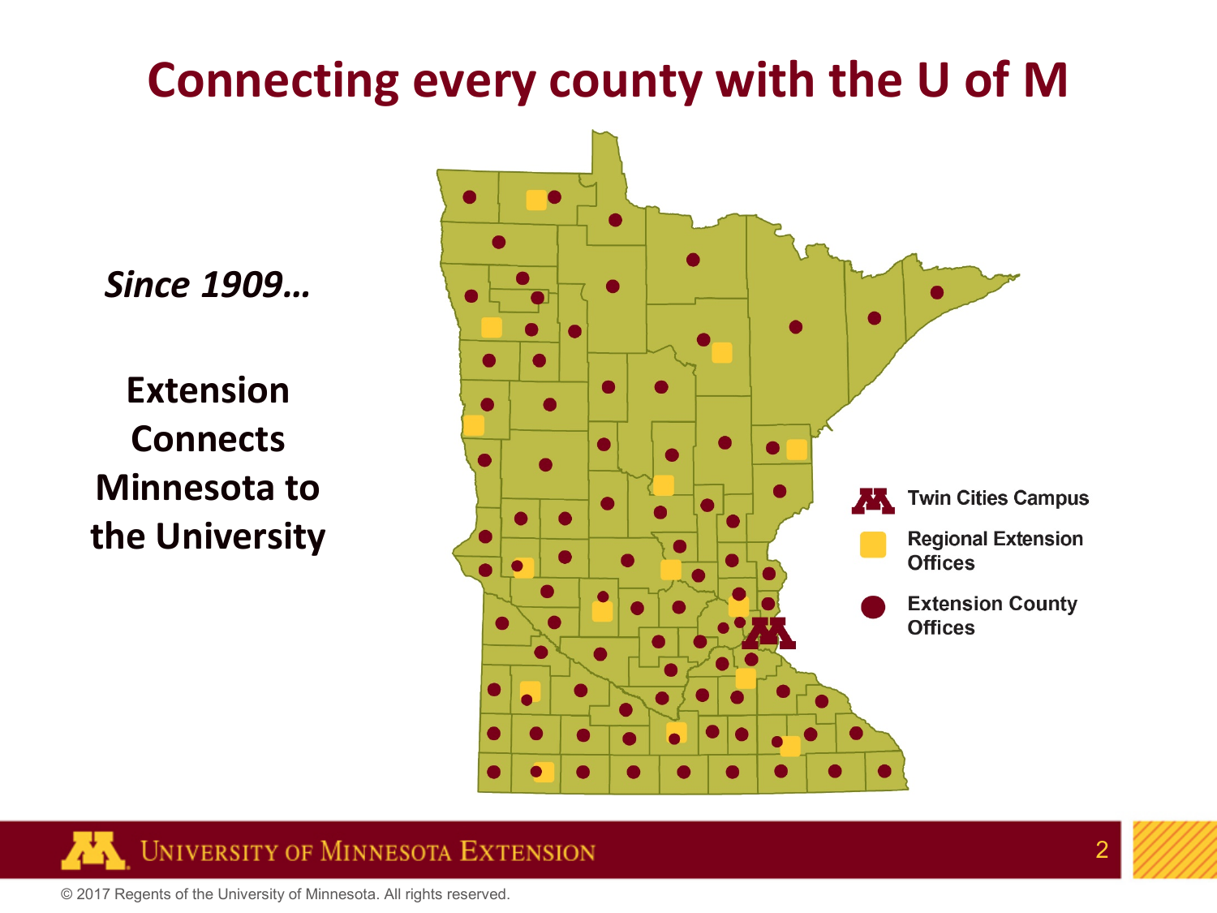# Connecting every county with the U of M

*Since 1909…*

**Extension Connects Minnesota to the University**

- Twin Cities Campus
- Regional Extension Offices
- Extension County Offices

© 2017 Regents of the University of Minnesota. All rights reserved.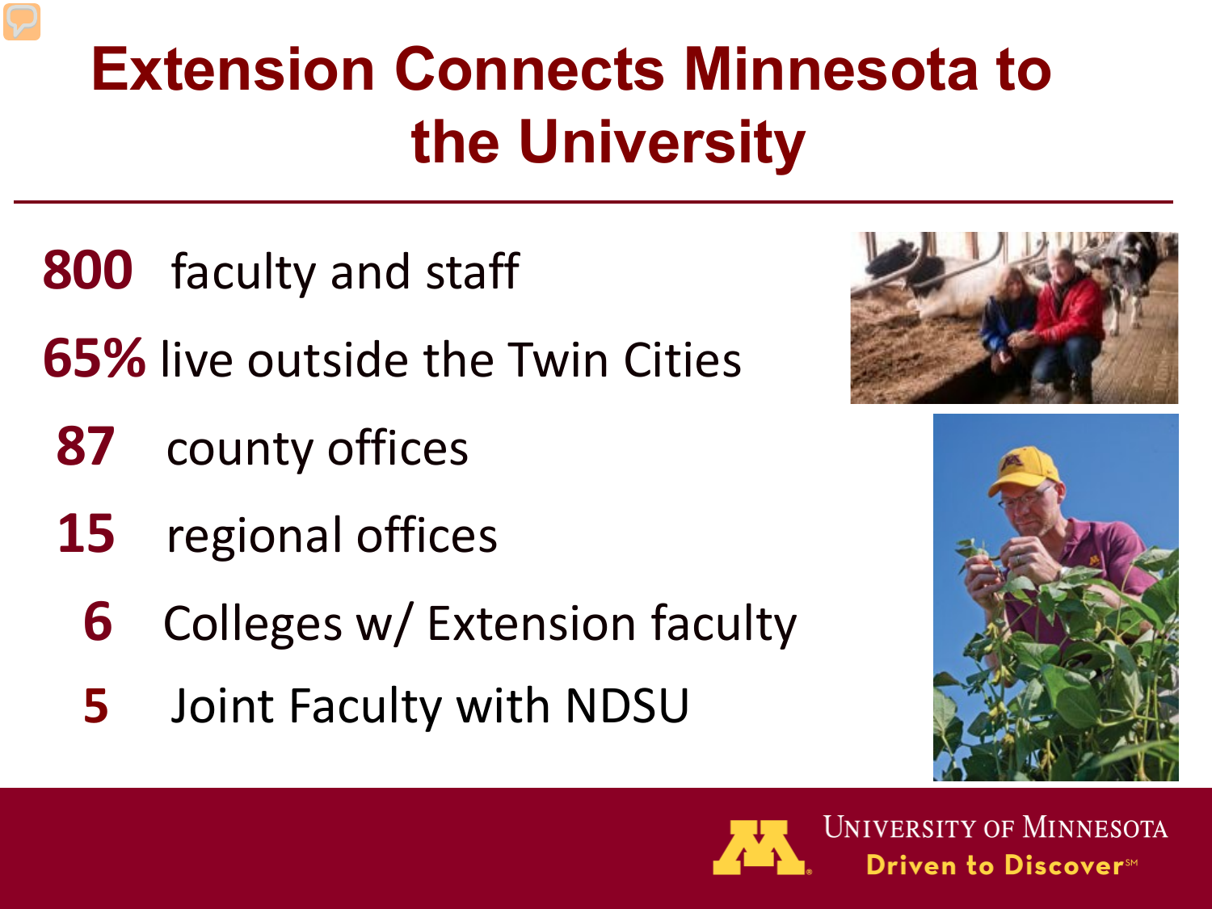# Extension Connects Minnesota to the University

**800** faculty and staff

**65%** live outside the Twin Cities

**87** county offices

**15** regional offices

**6** Colleges w/ Extension faculty

**5** Joint Faculty with NDSU

University of Minnesota
Driven to Discover℠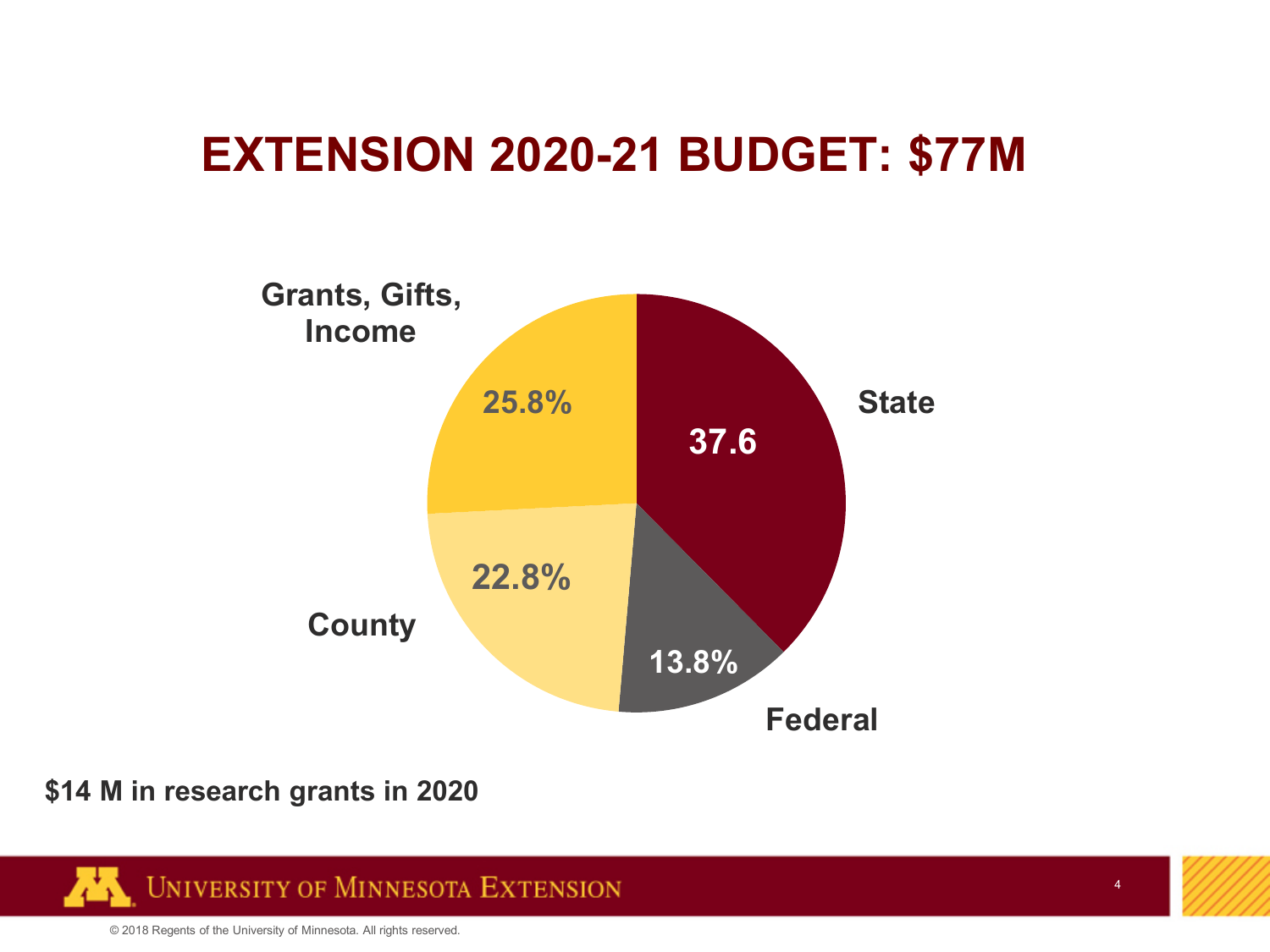# EXTENSION 2020-21 BUDGET: $77M

| Source | Share |
| --- | --- |
| State | 37.6 |
| Federal | 13.8% |
| County | 22.8% |
| Grants, Gifts, Income | 25.8% |

**$14 M in research grants in 2020**

© 2018 Regents of the University of Minnesota. All rights reserved.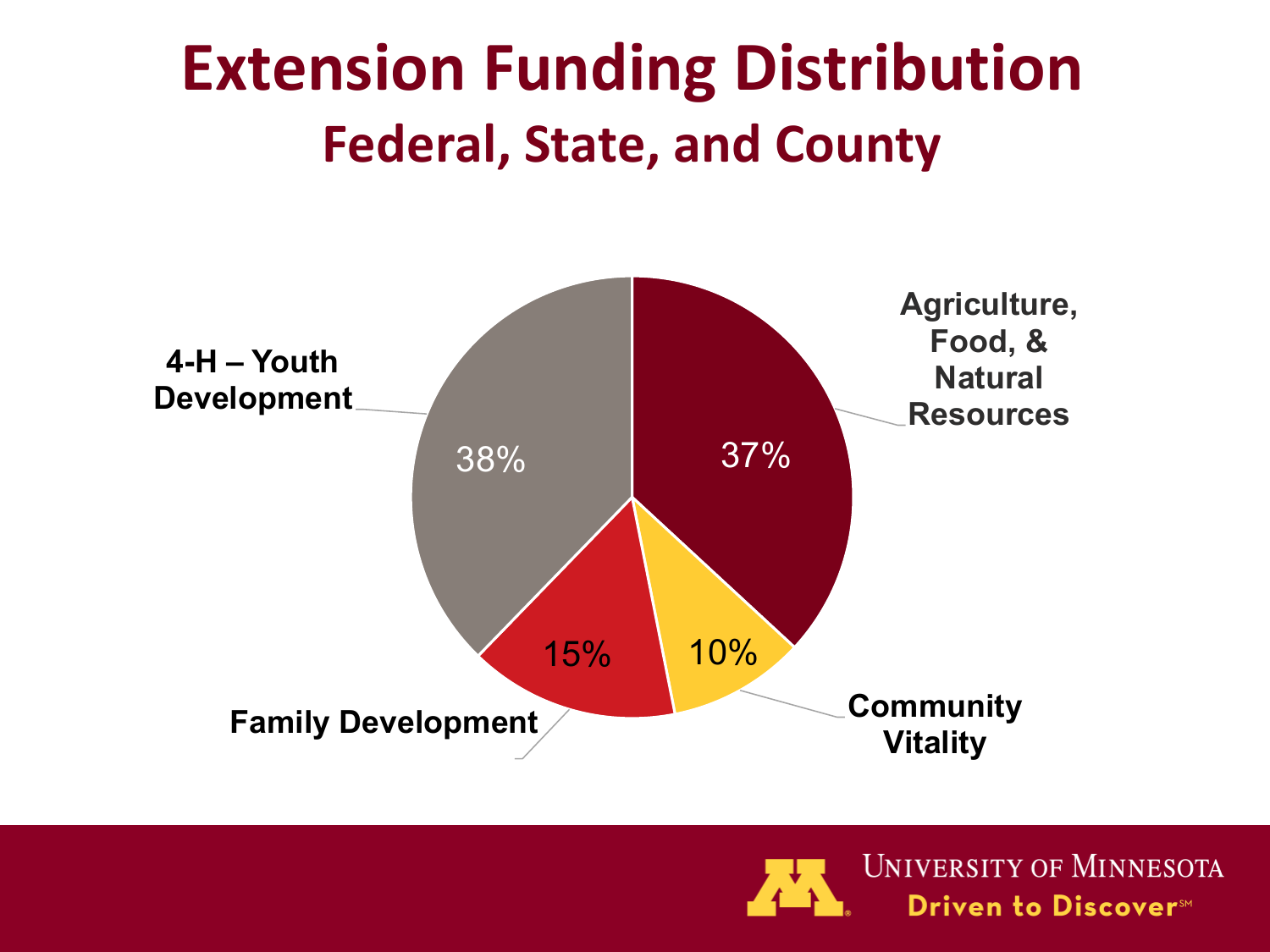# Extension Funding Distribution

## Federal, State, and County

| Program Area | Share |
| --- | --- |
| 4-H – Youth Development | 38% |
| Agriculture, Food, & Natural Resources | 37% |
| Family Development | 15% |
| Community Vitality | 10% |

UNIVERSITY OF MINNESOTA
Driven to Discover℠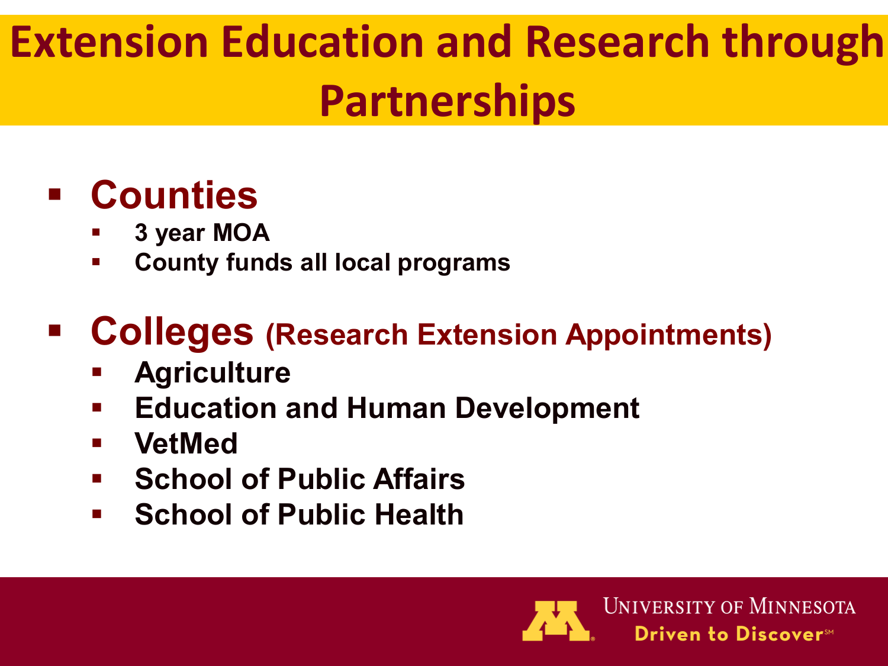# Extension Education and Research through Partnerships

- **Counties**
  - **3 year MOA**
  - **County funds all local programs**

- **Colleges (Research Extension Appointments)**
  - **Agriculture**
  - **Education and Human Development**
  - **VetMed**
  - **School of Public Affairs**
  - **School of Public Health**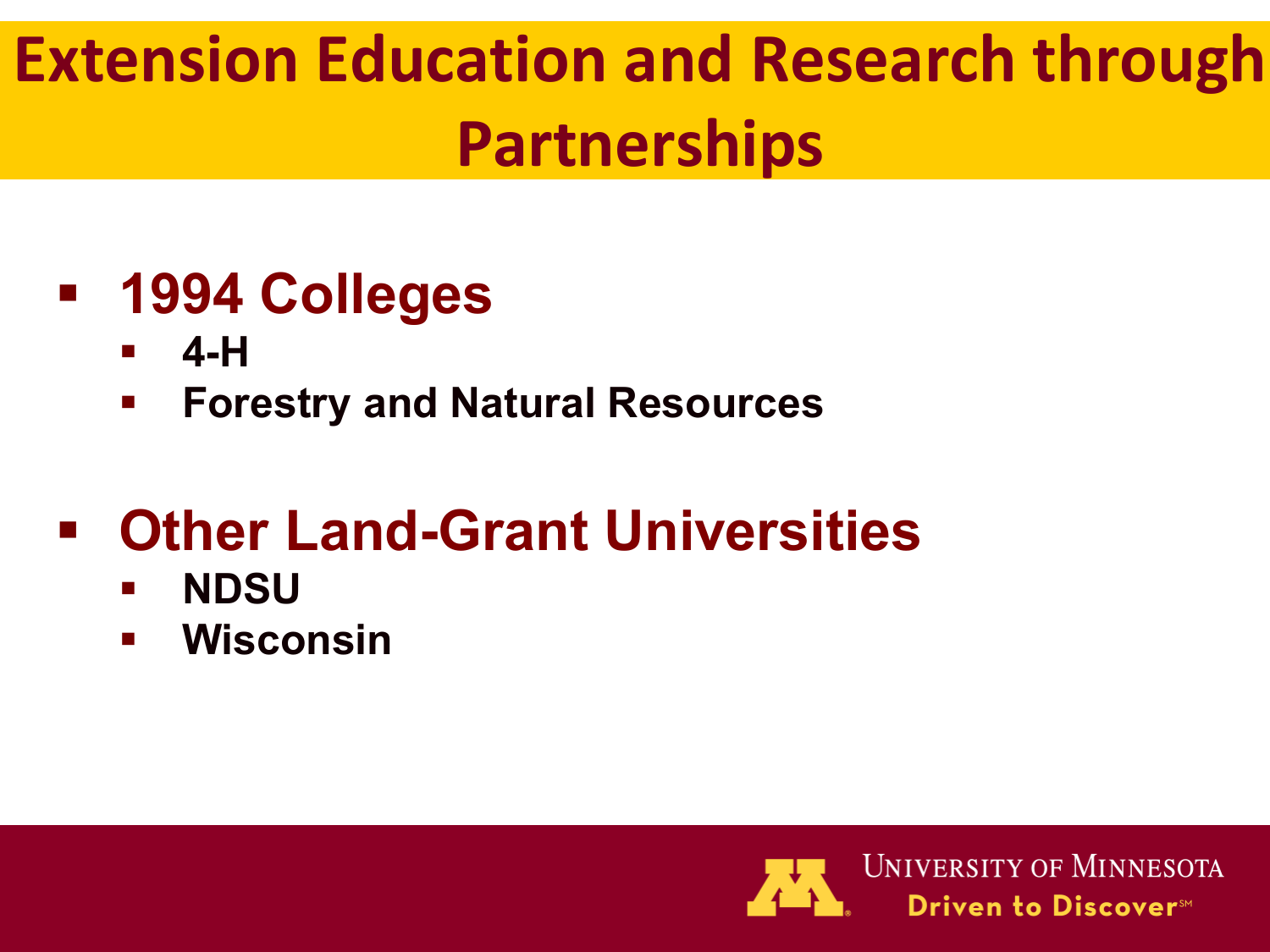# Extension Education and Research through Partnerships

- **1994 Colleges**
  - **4-H**
  - **Forestry and Natural Resources**
- **Other Land-Grant Universities**
  - **NDSU**
  - **Wisconsin**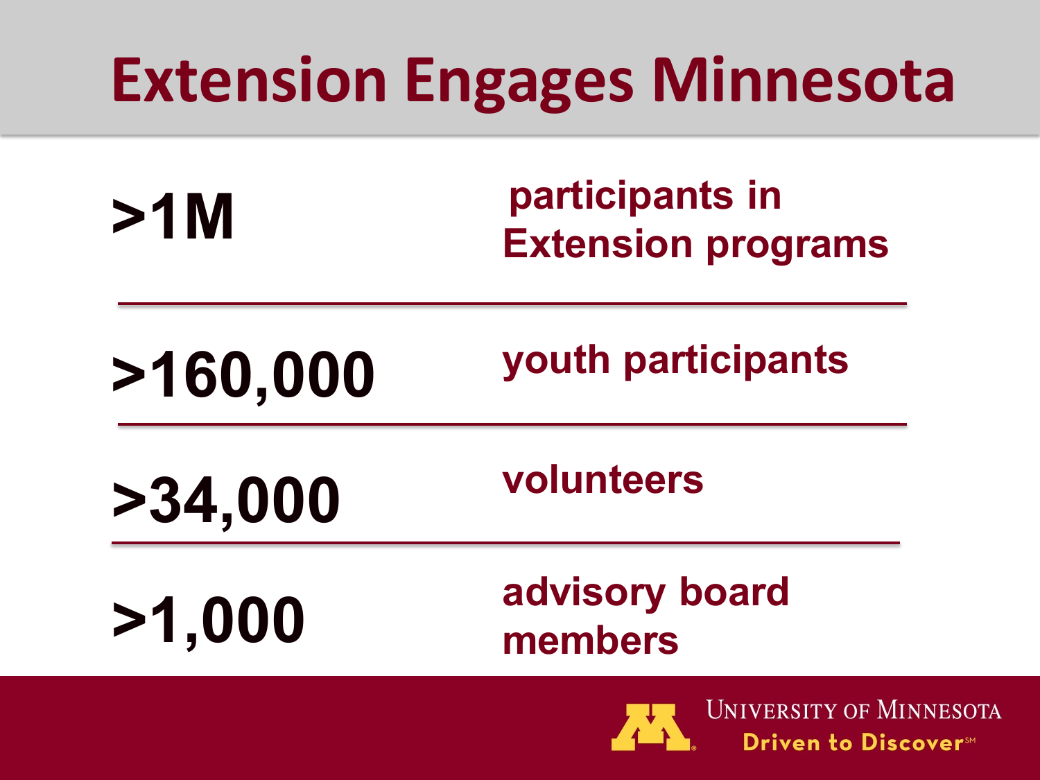# Extension Engages Minnesota

| | |
|---|---|
| >1M | participants in Extension programs |
| >160,000 | youth participants |
| >34,000 | volunteers |
| >1,000 | advisory board members |

University of Minnesota

Driven to Discover℠